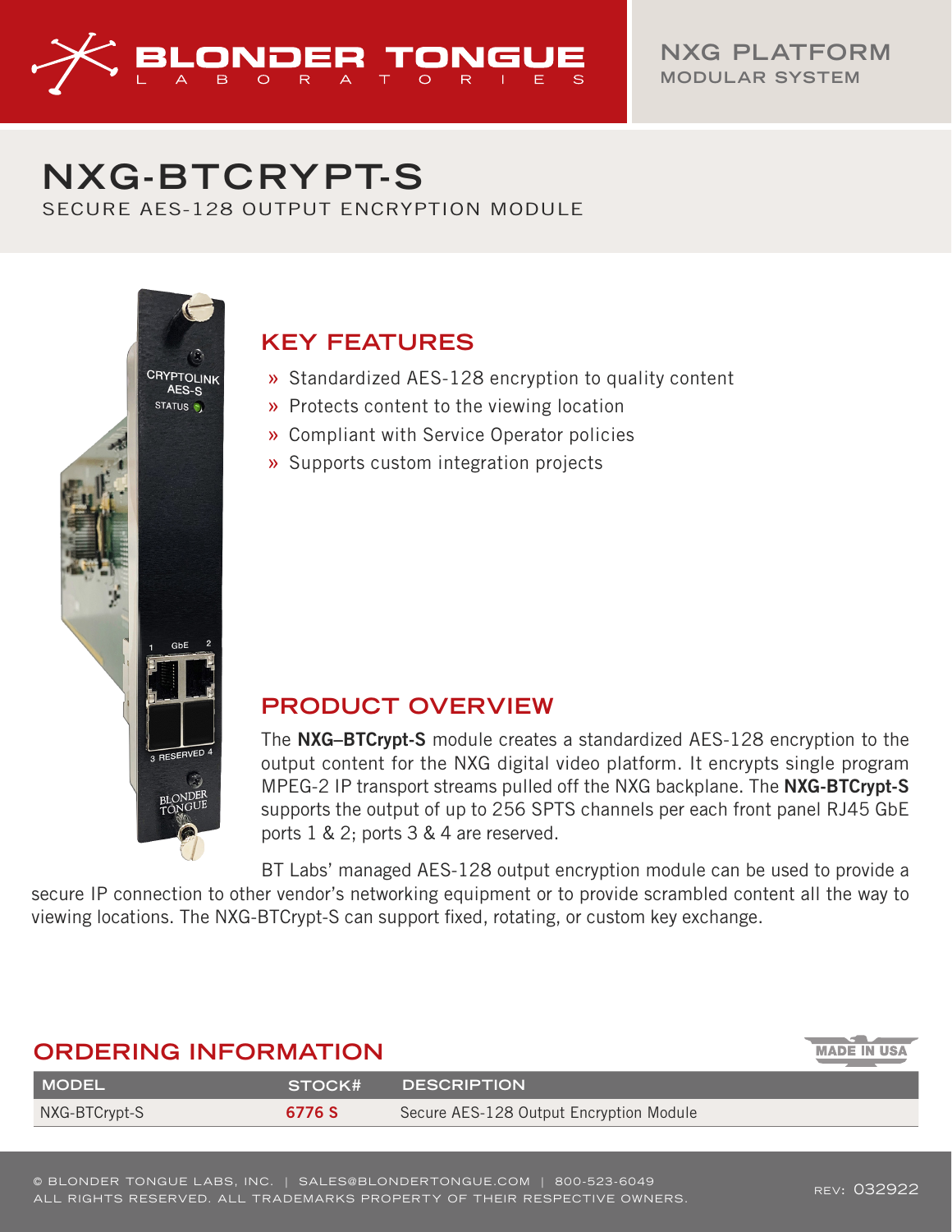NXG PLATFORM
MODULAR SYSTEM

# NXG-BTCRYPT-S

SECURE AES-128 OUTPUT ENCRYPTION MODULE

## KEY FEATURES

- Standardized AES-128 encryption to quality content
- Protects content to the viewing location
- Compliant with Service Operator policies
- Supports custom integration projects

## PRODUCT OVERVIEW

The **NXG–BTCrypt-S** module creates a standardized AES-128 encryption to the output content for the NXG digital video platform. It encrypts single program MPEG-2 IP transport streams pulled off the NXG backplane. The **NXG-BTCrypt-S** supports the output of up to 256 SPTS channels per each front panel RJ45 GbE ports 1 & 2; ports 3 & 4 are reserved.

BT Labs' managed AES-128 output encryption module can be used to provide a secure IP connection to other vendor's networking equipment or to provide scrambled content all the way to viewing locations. The NXG-BTCrypt-S can support fixed, rotating, or custom key exchange.

## ORDERING INFORMATION

MADE IN USA

| MODEL | STOCK# | DESCRIPTION |
|---|---|---|
| NXG-BTCrypt-S | 6776 S | Secure AES-128 Output Encryption Module |

© BLONDER TONGUE LABS, INC. | SALES@BLONDERTONGUE.COM | 800-523-6049
ALL RIGHTS RESERVED. ALL TRADEMARKS PROPERTY OF THEIR RESPECTIVE OWNERS.

REV: 032922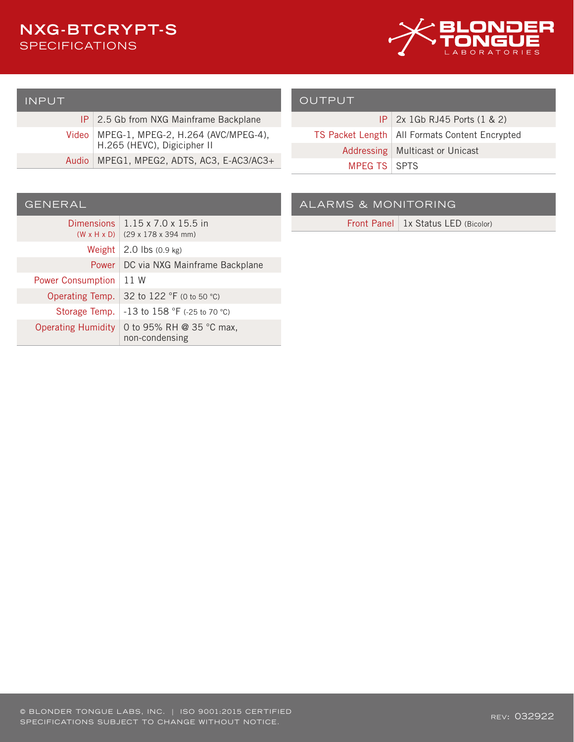# NXG-BTCRYPT-S

## SPECIFICATIONS

### INPUT

| | |
|---|---|
| IP | 2.5 Gb from NXG Mainframe Backplane |
| Video | MPEG-1, MPEG-2, H.264 (AVC/MPEG-4), H.265 (HEVC), Digicipher II |
| Audio | MPEG1, MPEG2, ADTS, AC3, E-AC3/AC3+ |

### OUTPUT

| | |
|---|---|
| IP | 2x 1Gb RJ45 Ports (1 & 2) |
| TS Packet Length | All Formats Content Encrypted |
| Addressing | Multicast or Unicast |
| MPEG TS | SPTS |

### GENERAL

| | |
|---|---|
| Dimensions (W x H x D) | 1.15 x 7.0 x 15.5 in (29 x 178 x 394 mm) |
| Weight | 2.0 lbs (0.9 kg) |
| Power | DC via NXG Mainframe Backplane |
| Power Consumption | 11 W |
| Operating Temp. | 32 to 122 °F (0 to 50 °C) |
| Storage Temp. | -13 to 158 °F (-25 to 70 °C) |
| Operating Humidity | 0 to 95% RH @ 35 °C max, non-condensing |

### ALARMS & MONITORING

| | |
|---|---|
| Front Panel | 1x Status LED (Bicolor) |

© BLONDER TONGUE LABS, INC. | ISO 9001:2015 CERTIFIED
SPECIFICATIONS SUBJECT TO CHANGE WITHOUT NOTICE.

REV: 032922